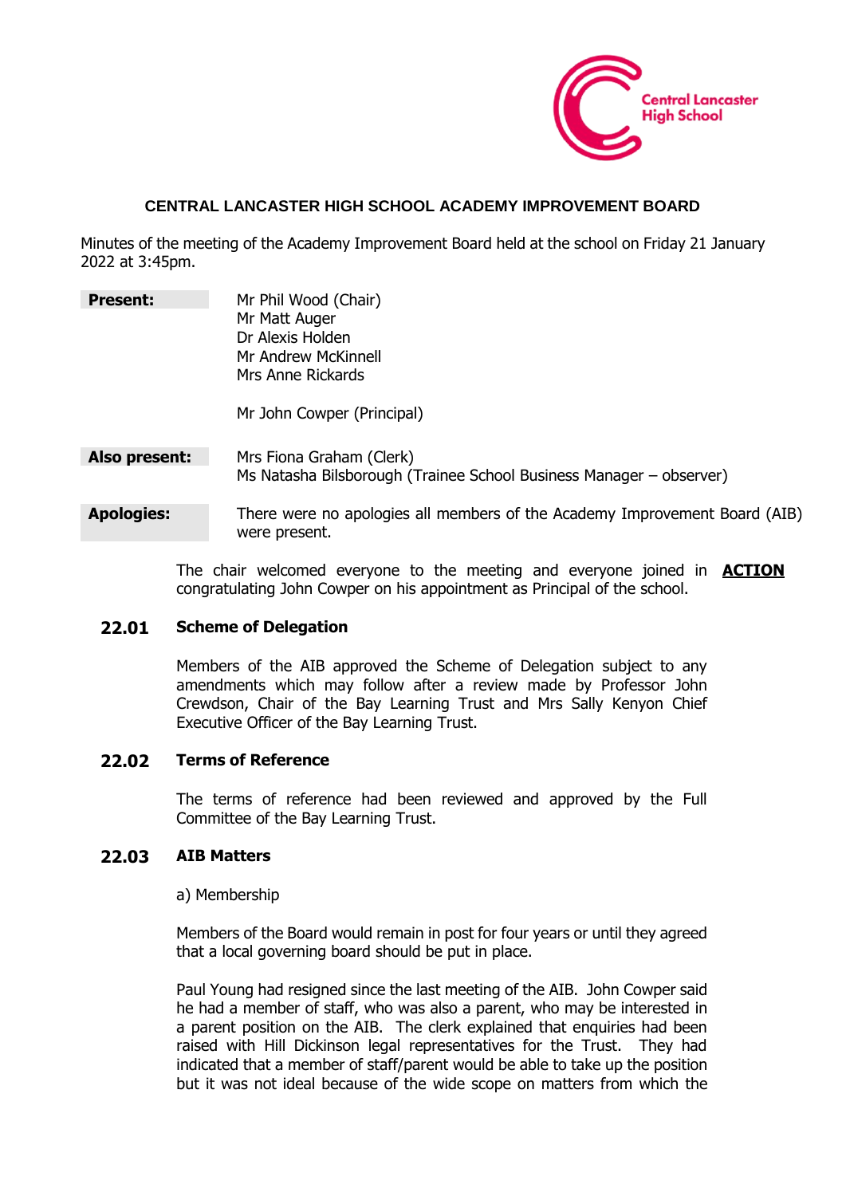Central Lancaster High School

# CENTRAL LANCASTER HIGH SCHOOL ACADEMY IMPROVEMENT BOARD

Minutes of the meeting of the Academy Improvement Board held at the school on Friday 21 January 2022 at 3:45pm.

**Present:**

Mr Phil Wood (Chair)
Mr Matt Auger
Dr Alexis Holden
Mr Andrew McKinnell
Mrs Anne Rickards

Mr John Cowper (Principal)

**Also present:**

Mrs Fiona Graham (Clerk)
Ms Natasha Bilsborough (Trainee School Business Manager – observer)

**Apologies:**

There were no apologies all members of the Academy Improvement Board (AIB) were present.

The chair welcomed everyone to the meeting and everyone joined in congratulating John Cowper on his appointment as Principal of the school. **ACTION**

## 22.01 Scheme of Delegation

Members of the AIB approved the Scheme of Delegation subject to any amendments which may follow after a review made by Professor John Crewdson, Chair of the Bay Learning Trust and Mrs Sally Kenyon Chief Executive Officer of the Bay Learning Trust.

## 22.02 Terms of Reference

The terms of reference had been reviewed and approved by the Full Committee of the Bay Learning Trust.

## 22.03 AIB Matters

a) Membership

Members of the Board would remain in post for four years or until they agreed that a local governing board should be put in place.

Paul Young had resigned since the last meeting of the AIB. John Cowper said he had a member of staff, who was also a parent, who may be interested in a parent position on the AIB. The clerk explained that enquiries had been raised with Hill Dickinson legal representatives for the Trust. They had indicated that a member of staff/parent would be able to take up the position but it was not ideal because of the wide scope on matters from which the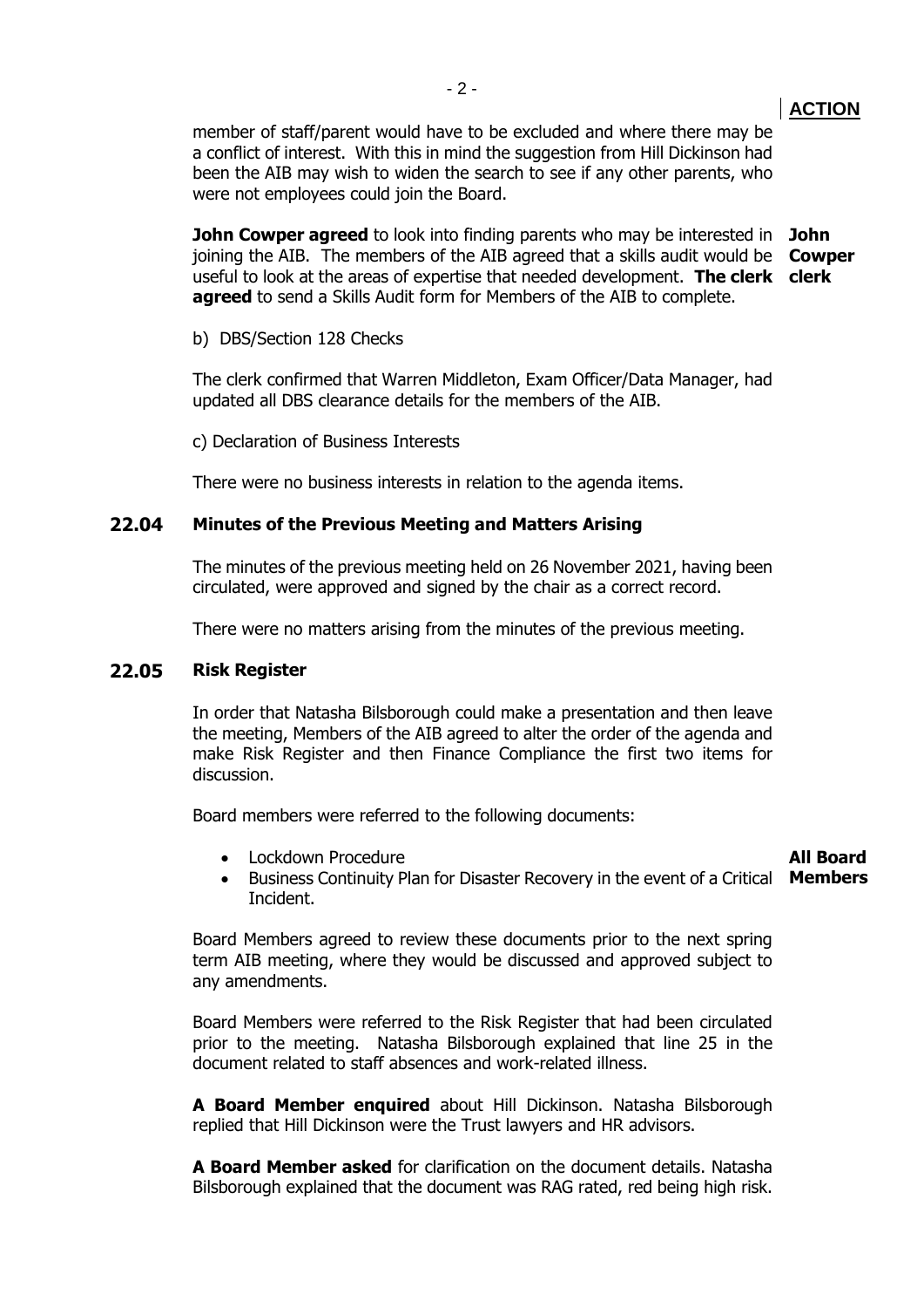**ACTION**

member of staff/parent would have to be excluded and where there may be a conflict of interest. With this in mind the suggestion from Hill Dickinson had been the AIB may wish to widen the search to see if any other parents, who were not employees could join the Board.

**John Cowper agreed** to look into finding parents who may be interested in joining the AIB. The members of the AIB agreed that a skills audit would be useful to look at the areas of expertise that needed development. **The clerk agreed** to send a Skills Audit form for Members of the AIB to complete. **John Cowper** **clerk**

b) DBS/Section 128 Checks

The clerk confirmed that Warren Middleton, Exam Officer/Data Manager, had updated all DBS clearance details for the members of the AIB.

c) Declaration of Business Interests

There were no business interests in relation to the agenda items.

## 22.04 Minutes of the Previous Meeting and Matters Arising

The minutes of the previous meeting held on 26 November 2021, having been circulated, were approved and signed by the chair as a correct record.

There were no matters arising from the minutes of the previous meeting.

## 22.05 Risk Register

In order that Natasha Bilsborough could make a presentation and then leave the meeting, Members of the AIB agreed to alter the order of the agenda and make Risk Register and then Finance Compliance the first two items for discussion.

Board members were referred to the following documents:

- Lockdown Procedure
- Business Continuity Plan for Disaster Recovery in the event of a Critical Incident.

**All Board Members**

Board Members agreed to review these documents prior to the next spring term AIB meeting, where they would be discussed and approved subject to any amendments.

Board Members were referred to the Risk Register that had been circulated prior to the meeting. Natasha Bilsborough explained that line 25 in the document related to staff absences and work-related illness.

**A Board Member enquired** about Hill Dickinson. Natasha Bilsborough replied that Hill Dickinson were the Trust lawyers and HR advisors.

**A Board Member asked** for clarification on the document details. Natasha Bilsborough explained that the document was RAG rated, red being high risk.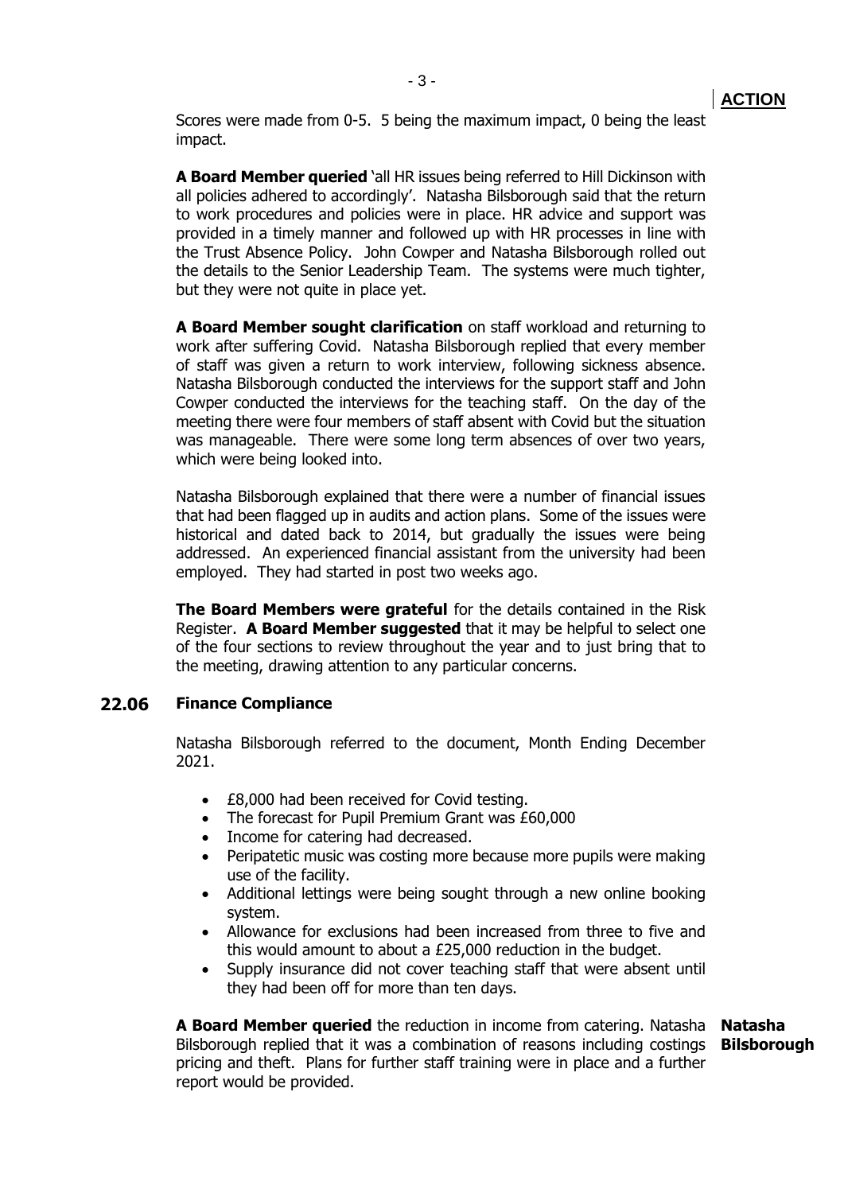**ACTION**

Scores were made from 0-5. 5 being the maximum impact, 0 being the least impact.

**A Board Member queried** 'all HR issues being referred to Hill Dickinson with all policies adhered to accordingly'. Natasha Bilsborough said that the return to work procedures and policies were in place. HR advice and support was provided in a timely manner and followed up with HR processes in line with the Trust Absence Policy. John Cowper and Natasha Bilsborough rolled out the details to the Senior Leadership Team. The systems were much tighter, but they were not quite in place yet.

**A Board Member sought clarification** on staff workload and returning to work after suffering Covid. Natasha Bilsborough replied that every member of staff was given a return to work interview, following sickness absence. Natasha Bilsborough conducted the interviews for the support staff and John Cowper conducted the interviews for the teaching staff. On the day of the meeting there were four members of staff absent with Covid but the situation was manageable. There were some long term absences of over two years, which were being looked into.

Natasha Bilsborough explained that there were a number of financial issues that had been flagged up in audits and action plans. Some of the issues were historical and dated back to 2014, but gradually the issues were being addressed. An experienced financial assistant from the university had been employed. They had started in post two weeks ago.

**The Board Members were grateful** for the details contained in the Risk Register. **A Board Member suggested** that it may be helpful to select one of the four sections to review throughout the year and to just bring that to the meeting, drawing attention to any particular concerns.

## 22.06 Finance Compliance

Natasha Bilsborough referred to the document, Month Ending December 2021.

- £8,000 had been received for Covid testing.
- The forecast for Pupil Premium Grant was £60,000
- Income for catering had decreased.
- Peripatetic music was costing more because more pupils were making use of the facility.
- Additional lettings were being sought through a new online booking system.
- Allowance for exclusions had been increased from three to five and this would amount to about a £25,000 reduction in the budget.
- Supply insurance did not cover teaching staff that were absent until they had been off for more than ten days.

**A Board Member queried** the reduction in income from catering. Natasha Bilsborough replied that it was a combination of reasons including costings pricing and theft. Plans for further staff training were in place and a further report would be provided.

**Natasha Bilsborough**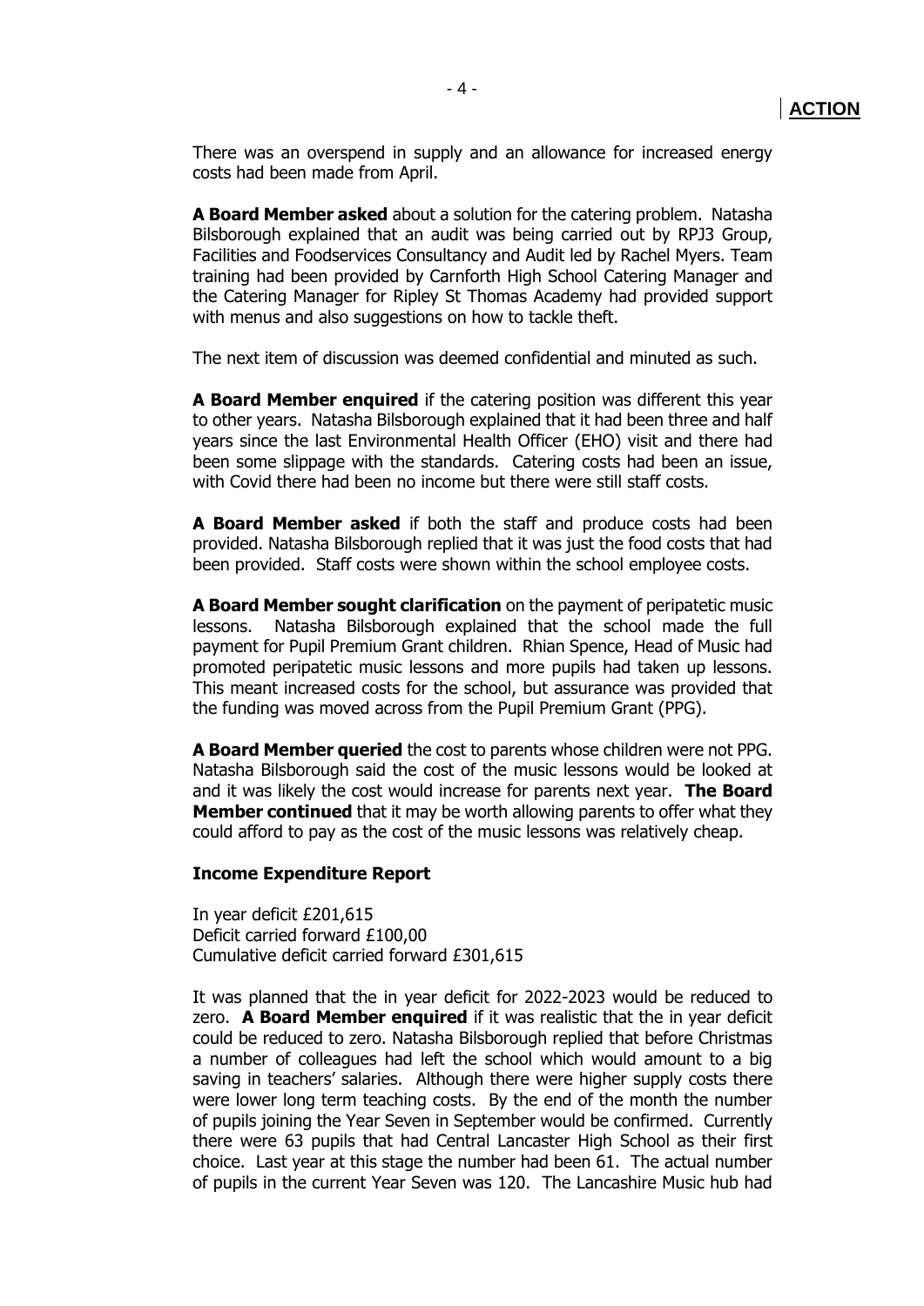**ACTION**

There was an overspend in supply and an allowance for increased energy costs had been made from April.

**A Board Member asked** about a solution for the catering problem. Natasha Bilsborough explained that an audit was being carried out by RPJ3 Group, Facilities and Foodservices Consultancy and Audit led by Rachel Myers. Team training had been provided by Carnforth High School Catering Manager and the Catering Manager for Ripley St Thomas Academy had provided support with menus and also suggestions on how to tackle theft.

The next item of discussion was deemed confidential and minuted as such.

**A Board Member enquired** if the catering position was different this year to other years. Natasha Bilsborough explained that it had been three and half years since the last Environmental Health Officer (EHO) visit and there had been some slippage with the standards. Catering costs had been an issue, with Covid there had been no income but there were still staff costs.

**A Board Member asked** if both the staff and produce costs had been provided. Natasha Bilsborough replied that it was just the food costs that had been provided. Staff costs were shown within the school employee costs.

**A Board Member sought clarification** on the payment of peripatetic music lessons. Natasha Bilsborough explained that the school made the full payment for Pupil Premium Grant children. Rhian Spence, Head of Music had promoted peripatetic music lessons and more pupils had taken up lessons. This meant increased costs for the school, but assurance was provided that the funding was moved across from the Pupil Premium Grant (PPG).

**A Board Member queried** the cost to parents whose children were not PPG. Natasha Bilsborough said the cost of the music lessons would be looked at and it was likely the cost would increase for parents next year. **The Board Member continued** that it may be worth allowing parents to offer what they could afford to pay as the cost of the music lessons was relatively cheap.

**Income Expenditure Report**

In year deficit £201,615
Deficit carried forward £100,00
Cumulative deficit carried forward £301,615

It was planned that the in year deficit for 2022-2023 would be reduced to zero. **A Board Member enquired** if it was realistic that the in year deficit could be reduced to zero. Natasha Bilsborough replied that before Christmas a number of colleagues had left the school which would amount to a big saving in teachers' salaries. Although there were higher supply costs there were lower long term teaching costs. By the end of the month the number of pupils joining the Year Seven in September would be confirmed. Currently there were 63 pupils that had Central Lancaster High School as their first choice. Last year at this stage the number had been 61. The actual number of pupils in the current Year Seven was 120. The Lancashire Music hub had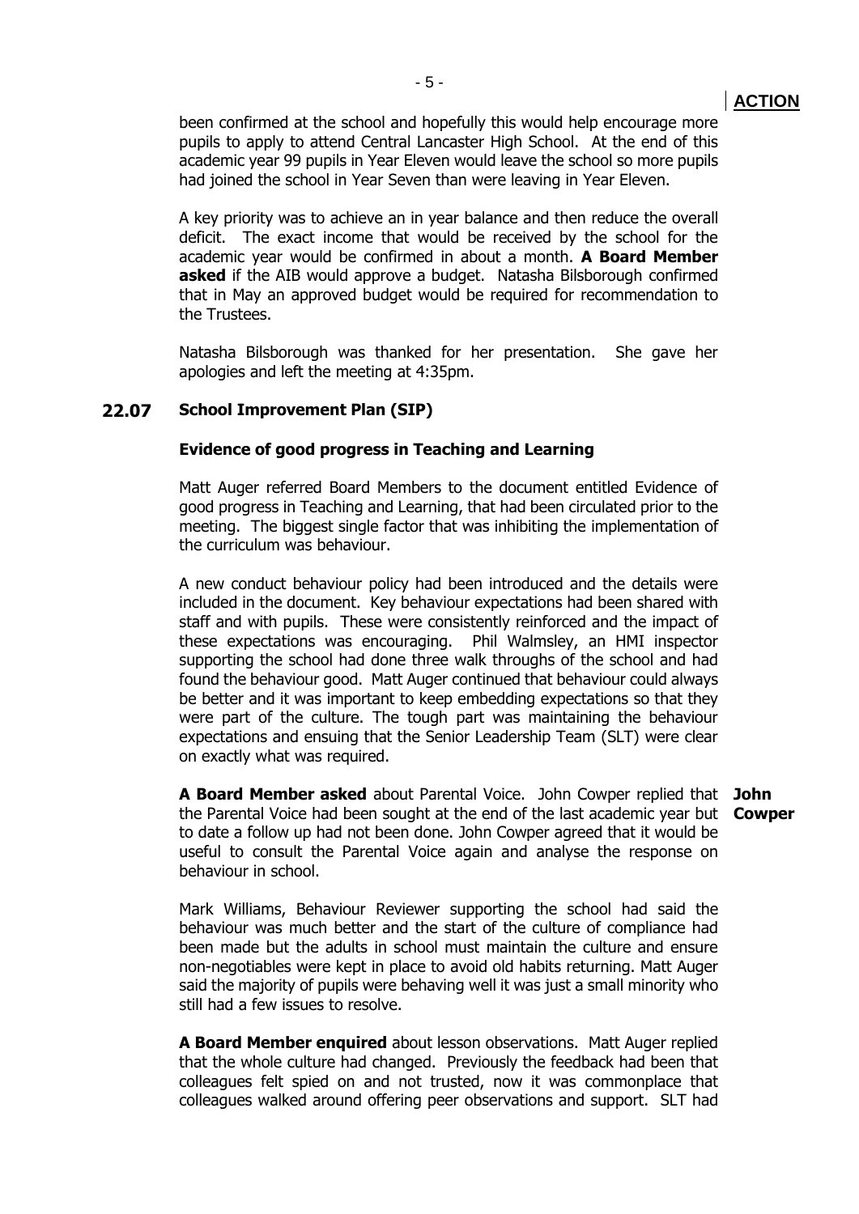**ACTION**

been confirmed at the school and hopefully this would help encourage more pupils to apply to attend Central Lancaster High School. At the end of this academic year 99 pupils in Year Eleven would leave the school so more pupils had joined the school in Year Seven than were leaving in Year Eleven.

A key priority was to achieve an in year balance and then reduce the overall deficit. The exact income that would be received by the school for the academic year would be confirmed in about a month. **A Board Member asked** if the AIB would approve a budget. Natasha Bilsborough confirmed that in May an approved budget would be required for recommendation to the Trustees.

Natasha Bilsborough was thanked for her presentation. She gave her apologies and left the meeting at 4:35pm.

## 22.07 School Improvement Plan (SIP)

### Evidence of good progress in Teaching and Learning

Matt Auger referred Board Members to the document entitled Evidence of good progress in Teaching and Learning, that had been circulated prior to the meeting. The biggest single factor that was inhibiting the implementation of the curriculum was behaviour.

A new conduct behaviour policy had been introduced and the details were included in the document. Key behaviour expectations had been shared with staff and with pupils. These were consistently reinforced and the impact of these expectations was encouraging. Phil Walmsley, an HMI inspector supporting the school had done three walk throughs of the school and had found the behaviour good. Matt Auger continued that behaviour could always be better and it was important to keep embedding expectations so that they were part of the culture. The tough part was maintaining the behaviour expectations and ensuing that the Senior Leadership Team (SLT) were clear on exactly what was required.

**A Board Member asked** about Parental Voice. John Cowper replied that the Parental Voice had been sought at the end of the last academic year but to date a follow up had not been done. John Cowper agreed that it would be useful to consult the Parental Voice again and analyse the response on behaviour in school. **John Cowper**

Mark Williams, Behaviour Reviewer supporting the school had said the behaviour was much better and the start of the culture of compliance had been made but the adults in school must maintain the culture and ensure non-negotiables were kept in place to avoid old habits returning. Matt Auger said the majority of pupils were behaving well it was just a small minority who still had a few issues to resolve.

**A Board Member enquired** about lesson observations. Matt Auger replied that the whole culture had changed. Previously the feedback had been that colleagues felt spied on and not trusted, now it was commonplace that colleagues walked around offering peer observations and support. SLT had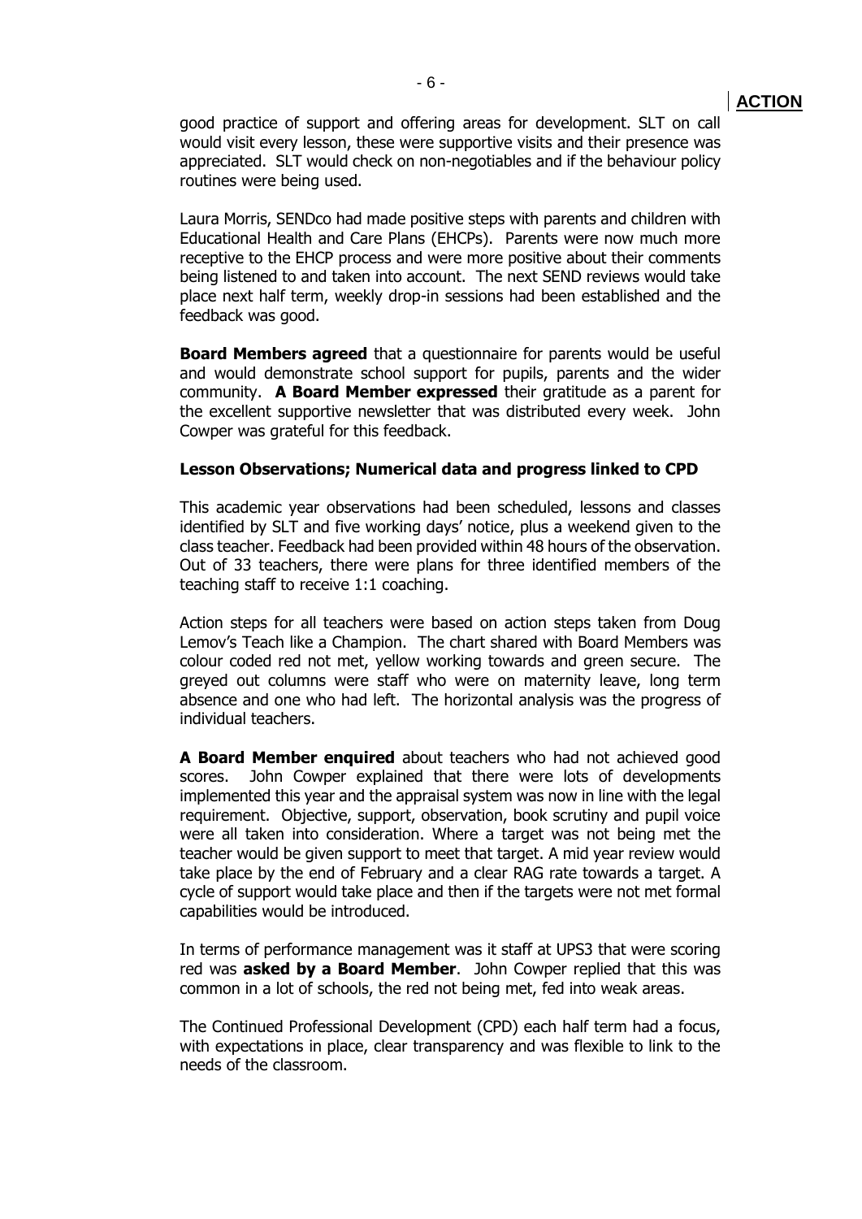**ACTION**

good practice of support and offering areas for development. SLT on call would visit every lesson, these were supportive visits and their presence was appreciated. SLT would check on non-negotiables and if the behaviour policy routines were being used.

Laura Morris, SENDco had made positive steps with parents and children with Educational Health and Care Plans (EHCPs). Parents were now much more receptive to the EHCP process and were more positive about their comments being listened to and taken into account. The next SEND reviews would take place next half term, weekly drop-in sessions had been established and the feedback was good.

**Board Members agreed** that a questionnaire for parents would be useful and would demonstrate school support for pupils, parents and the wider community. **A Board Member expressed** their gratitude as a parent for the excellent supportive newsletter that was distributed every week. John Cowper was grateful for this feedback.

**Lesson Observations; Numerical data and progress linked to CPD**

This academic year observations had been scheduled, lessons and classes identified by SLT and five working days' notice, plus a weekend given to the class teacher. Feedback had been provided within 48 hours of the observation. Out of 33 teachers, there were plans for three identified members of the teaching staff to receive 1:1 coaching.

Action steps for all teachers were based on action steps taken from Doug Lemov's Teach like a Champion. The chart shared with Board Members was colour coded red not met, yellow working towards and green secure. The greyed out columns were staff who were on maternity leave, long term absence and one who had left. The horizontal analysis was the progress of individual teachers.

**A Board Member enquired** about teachers who had not achieved good scores. John Cowper explained that there were lots of developments implemented this year and the appraisal system was now in line with the legal requirement. Objective, support, observation, book scrutiny and pupil voice were all taken into consideration. Where a target was not being met the teacher would be given support to meet that target. A mid year review would take place by the end of February and a clear RAG rate towards a target. A cycle of support would take place and then if the targets were not met formal capabilities would be introduced.

In terms of performance management was it staff at UPS3 that were scoring red was **asked by a Board Member**. John Cowper replied that this was common in a lot of schools, the red not being met, fed into weak areas.

The Continued Professional Development (CPD) each half term had a focus, with expectations in place, clear transparency and was flexible to link to the needs of the classroom.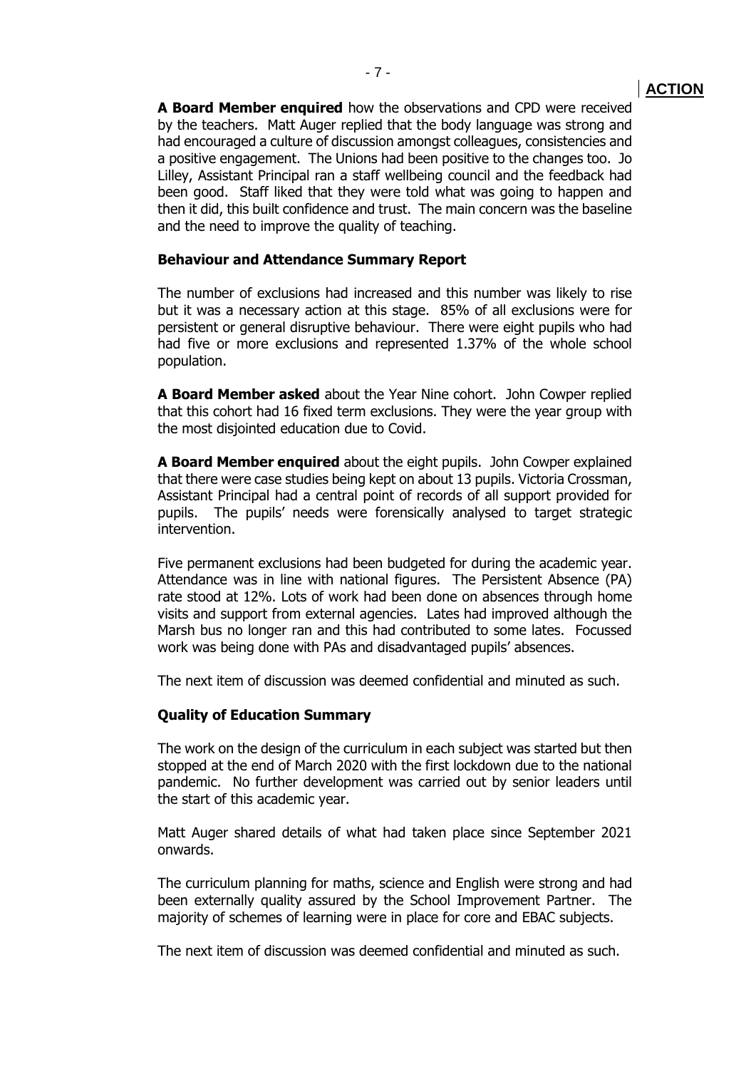**ACTION**

**A Board Member enquired** how the observations and CPD were received by the teachers. Matt Auger replied that the body language was strong and had encouraged a culture of discussion amongst colleagues, consistencies and a positive engagement. The Unions had been positive to the changes too. Jo Lilley, Assistant Principal ran a staff wellbeing council and the feedback had been good. Staff liked that they were told what was going to happen and then it did, this built confidence and trust. The main concern was the baseline and the need to improve the quality of teaching.

**Behaviour and Attendance Summary Report**

The number of exclusions had increased and this number was likely to rise but it was a necessary action at this stage. 85% of all exclusions were for persistent or general disruptive behaviour. There were eight pupils who had had five or more exclusions and represented 1.37% of the whole school population.

**A Board Member asked** about the Year Nine cohort. John Cowper replied that this cohort had 16 fixed term exclusions. They were the year group with the most disjointed education due to Covid.

**A Board Member enquired** about the eight pupils. John Cowper explained that there were case studies being kept on about 13 pupils. Victoria Crossman, Assistant Principal had a central point of records of all support provided for pupils. The pupils' needs were forensically analysed to target strategic intervention.

Five permanent exclusions had been budgeted for during the academic year. Attendance was in line with national figures. The Persistent Absence (PA) rate stood at 12%. Lots of work had been done on absences through home visits and support from external agencies. Lates had improved although the Marsh bus no longer ran and this had contributed to some lates. Focussed work was being done with PAs and disadvantaged pupils' absences.

The next item of discussion was deemed confidential and minuted as such.

**Quality of Education Summary**

The work on the design of the curriculum in each subject was started but then stopped at the end of March 2020 with the first lockdown due to the national pandemic. No further development was carried out by senior leaders until the start of this academic year.

Matt Auger shared details of what had taken place since September 2021 onwards.

The curriculum planning for maths, science and English were strong and had been externally quality assured by the School Improvement Partner. The majority of schemes of learning were in place for core and EBAC subjects.

The next item of discussion was deemed confidential and minuted as such.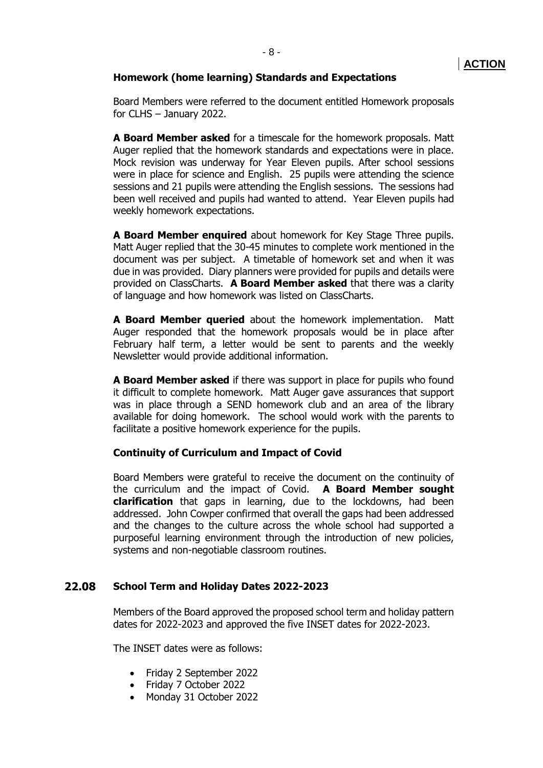**ACTION**

### Homework (home learning) Standards and Expectations

Board Members were referred to the document entitled Homework proposals for CLHS – January 2022.

**A Board Member asked** for a timescale for the homework proposals. Matt Auger replied that the homework standards and expectations were in place. Mock revision was underway for Year Eleven pupils. After school sessions were in place for science and English. 25 pupils were attending the science sessions and 21 pupils were attending the English sessions. The sessions had been well received and pupils had wanted to attend. Year Eleven pupils had weekly homework expectations.

**A Board Member enquired** about homework for Key Stage Three pupils. Matt Auger replied that the 30-45 minutes to complete work mentioned in the document was per subject. A timetable of homework set and when it was due in was provided. Diary planners were provided for pupils and details were provided on ClassCharts. **A Board Member asked** that there was a clarity of language and how homework was listed on ClassCharts.

**A Board Member queried** about the homework implementation. Matt Auger responded that the homework proposals would be in place after February half term, a letter would be sent to parents and the weekly Newsletter would provide additional information.

**A Board Member asked** if there was support in place for pupils who found it difficult to complete homework. Matt Auger gave assurances that support was in place through a SEND homework club and an area of the library available for doing homework. The school would work with the parents to facilitate a positive homework experience for the pupils.

### Continuity of Curriculum and Impact of Covid

Board Members were grateful to receive the document on the continuity of the curriculum and the impact of Covid. **A Board Member sought clarification** that gaps in learning, due to the lockdowns, had been addressed. John Cowper confirmed that overall the gaps had been addressed and the changes to the culture across the whole school had supported a purposeful learning environment through the introduction of new policies, systems and non-negotiable classroom routines.

## 22.08 School Term and Holiday Dates 2022-2023

Members of the Board approved the proposed school term and holiday pattern dates for 2022-2023 and approved the five INSET dates for 2022-2023.

The INSET dates were as follows:

- Friday 2 September 2022
- Friday 7 October 2022
- Monday 31 October 2022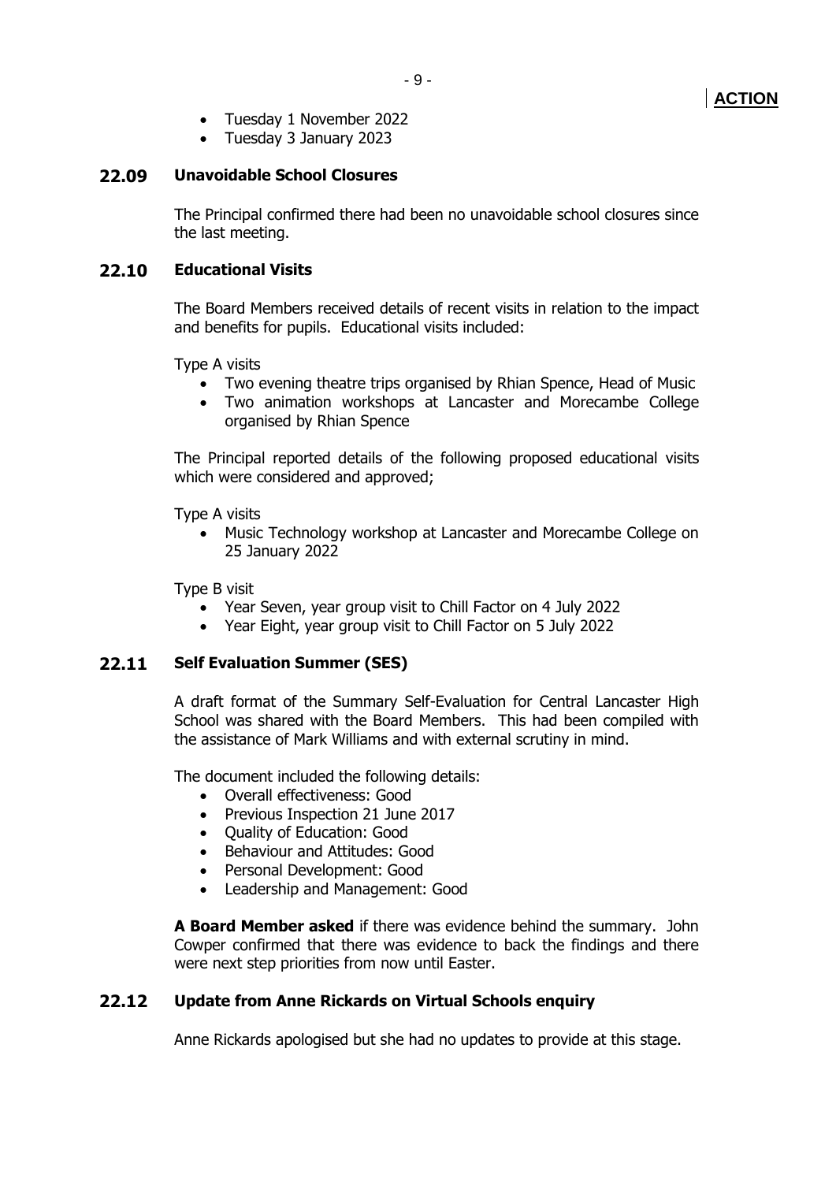**ACTION**

- Tuesday 1 November 2022
- Tuesday 3 January 2023

## 22.09 Unavoidable School Closures

The Principal confirmed there had been no unavoidable school closures since the last meeting.

## 22.10 Educational Visits

The Board Members received details of recent visits in relation to the impact and benefits for pupils. Educational visits included:

Type A visits

- Two evening theatre trips organised by Rhian Spence, Head of Music
- Two animation workshops at Lancaster and Morecambe College organised by Rhian Spence

The Principal reported details of the following proposed educational visits which were considered and approved;

Type A visits

- Music Technology workshop at Lancaster and Morecambe College on 25 January 2022

Type B visit

- Year Seven, year group visit to Chill Factor on 4 July 2022
- Year Eight, year group visit to Chill Factor on 5 July 2022

## 22.11 Self Evaluation Summer (SES)

A draft format of the Summary Self-Evaluation for Central Lancaster High School was shared with the Board Members. This had been compiled with the assistance of Mark Williams and with external scrutiny in mind.

The document included the following details:

- Overall effectiveness: Good
- Previous Inspection 21 June 2017
- Quality of Education: Good
- Behaviour and Attitudes: Good
- Personal Development: Good
- Leadership and Management: Good

**A Board Member asked** if there was evidence behind the summary. John Cowper confirmed that there was evidence to back the findings and there were next step priorities from now until Easter.

## 22.12 Update from Anne Rickards on Virtual Schools enquiry

Anne Rickards apologised but she had no updates to provide at this stage.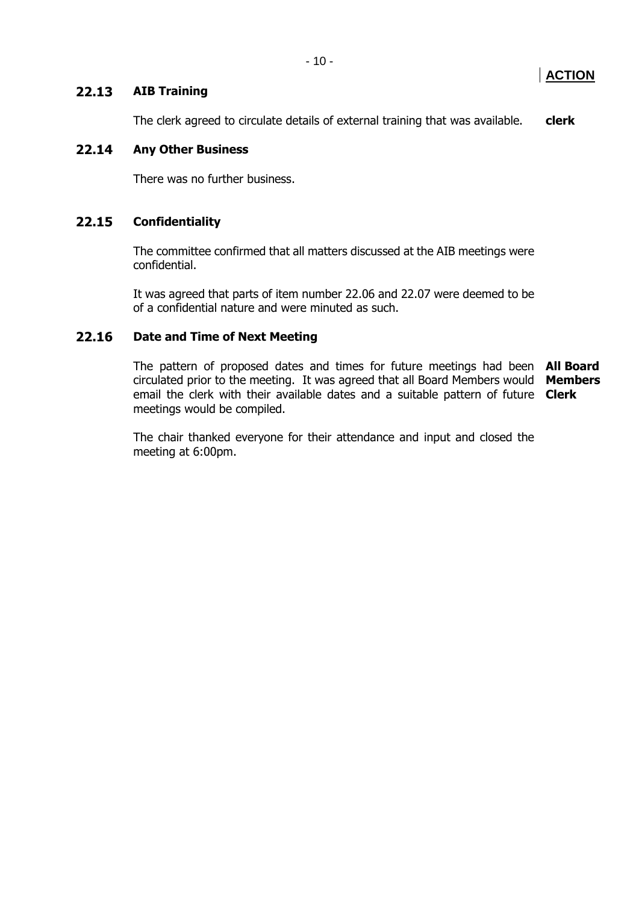**ACTION**

### 22.13 AIB Training

The clerk agreed to circulate details of external training that was available. **clerk**

### 22.14 Any Other Business

There was no further business.

### 22.15 Confidentiality

The committee confirmed that all matters discussed at the AIB meetings were confidential.

It was agreed that parts of item number 22.06 and 22.07 were deemed to be of a confidential nature and were minuted as such.

### 22.16 Date and Time of Next Meeting

The pattern of proposed dates and times for future meetings had been circulated prior to the meeting. It was agreed that all Board Members would email the clerk with their available dates and a suitable pattern of future meetings would be compiled. **All Board Members Clerk**

The chair thanked everyone for their attendance and input and closed the meeting at 6:00pm.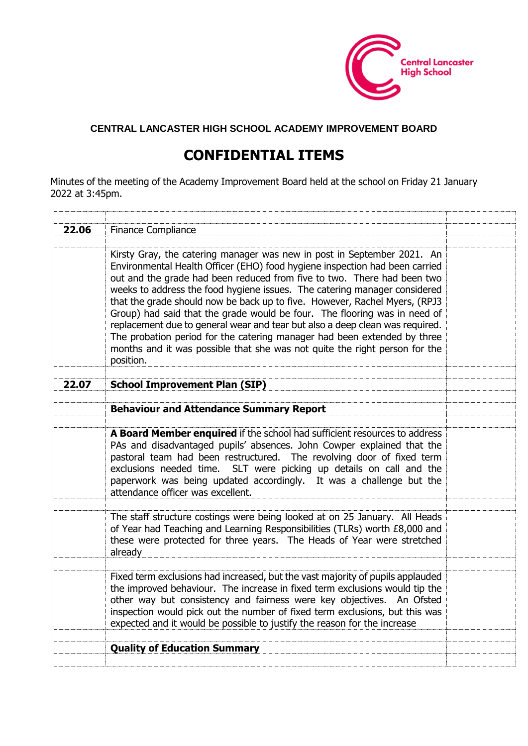Central Lancaster High School

**CENTRAL LANCASTER HIGH SCHOOL ACADEMY IMPROVEMENT BOARD**

# CONFIDENTIAL ITEMS

Minutes of the meeting of the Academy Improvement Board held at the school on Friday 21 January 2022 at 3:45pm.

| | | |
|---|---|---|
| **22.06** | Finance Compliance | |
| | | |
| | Kirsty Gray, the catering manager was new in post in September 2021. An Environmental Health Officer (EHO) food hygiene inspection had been carried out and the grade had been reduced from five to two. There had been two weeks to address the food hygiene issues. The catering manager considered that the grade should now be back up to five. However, Rachel Myers, (RPJ3 Group) had said that the grade would be four. The flooring was in need of replacement due to general wear and tear but also a deep clean was required. The probation period for the catering manager had been extended by three months and it was possible that she was not quite the right person for the position. | |
| | | |
| **22.07** | **School Improvement Plan (SIP)** | |
| | | |
| | **Behaviour and Attendance Summary Report** | |
| | | |
| | **A Board Member enquired** if the school had sufficient resources to address PAs and disadvantaged pupils' absences. John Cowper explained that the pastoral team had been restructured. The revolving door of fixed term exclusions needed time. SLT were picking up details on call and the paperwork was being updated accordingly. It was a challenge but the attendance officer was excellent. | |
| | | |
| | The staff structure costings were being looked at on 25 January. All Heads of Year had Teaching and Learning Responsibilities (TLRs) worth £8,000 and these were protected for three years. The Heads of Year were stretched already | |
| | | |
| | Fixed term exclusions had increased, but the vast majority of pupils applauded the improved behaviour. The increase in fixed term exclusions would tip the other way but consistency and fairness were key objectives. An Ofsted inspection would pick out the number of fixed term exclusions, but this was expected and it would be possible to justify the reason for the increase | |
| | | |
| | **Quality of Education Summary** | |
| | | |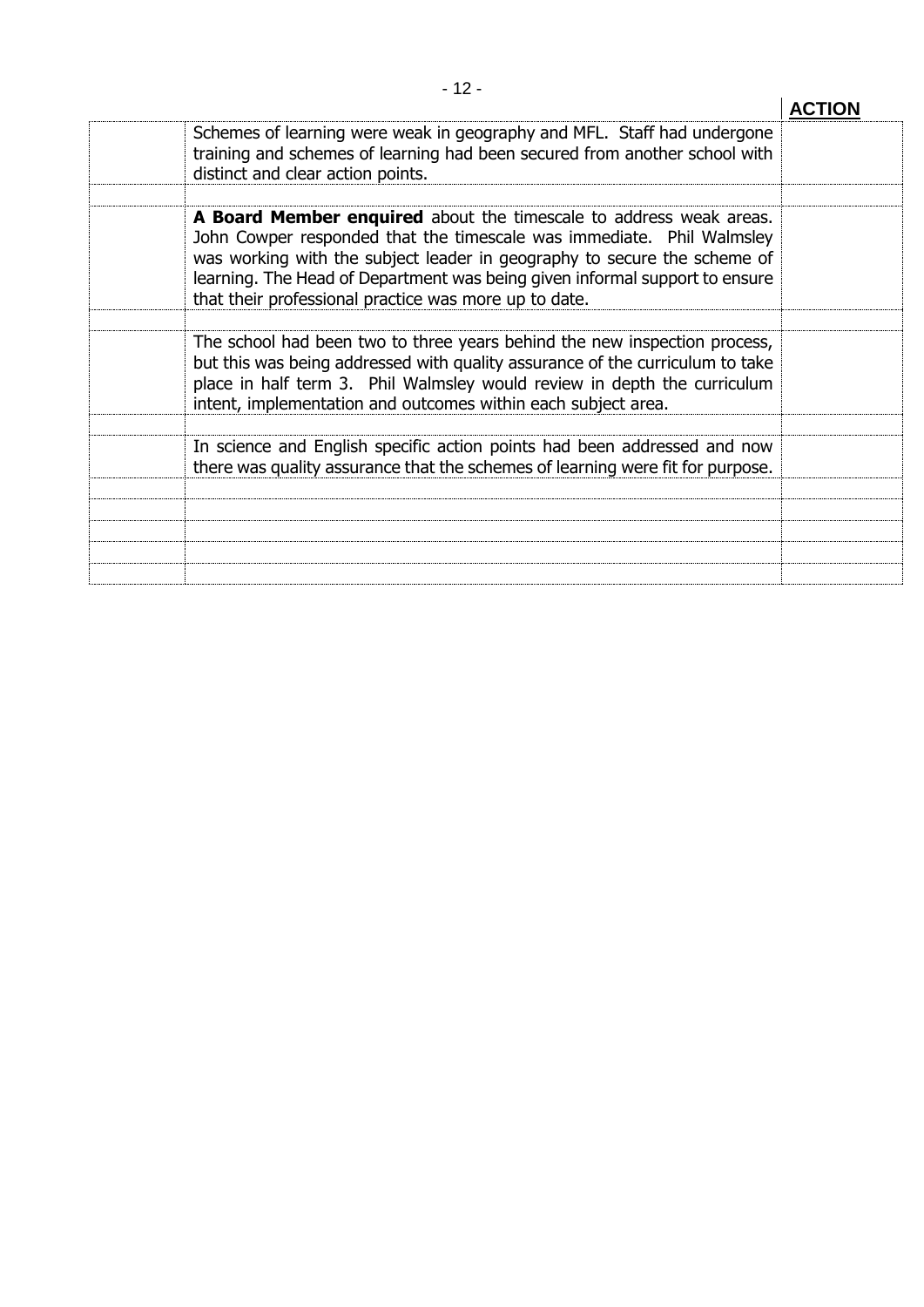| | | ACTION |
|---|---|---|
| | Schemes of learning were weak in geography and MFL. Staff had undergone training and schemes of learning had been secured from another school with distinct and clear action points. | |
| | | |
| | **A Board Member enquired** about the timescale to address weak areas. John Cowper responded that the timescale was immediate. Phil Walmsley was working with the subject leader in geography to secure the scheme of learning. The Head of Department was being given informal support to ensure that their professional practice was more up to date. | |
| | | |
| | The school had been two to three years behind the new inspection process, but this was being addressed with quality assurance of the curriculum to take place in half term 3. Phil Walmsley would review in depth the curriculum intent, implementation and outcomes within each subject area. | |
| | | |
| | In science and English specific action points had been addressed and now there was quality assurance that the schemes of learning were fit for purpose. | |
| | | |
| | | |
| | | |
| | | |
| | | |